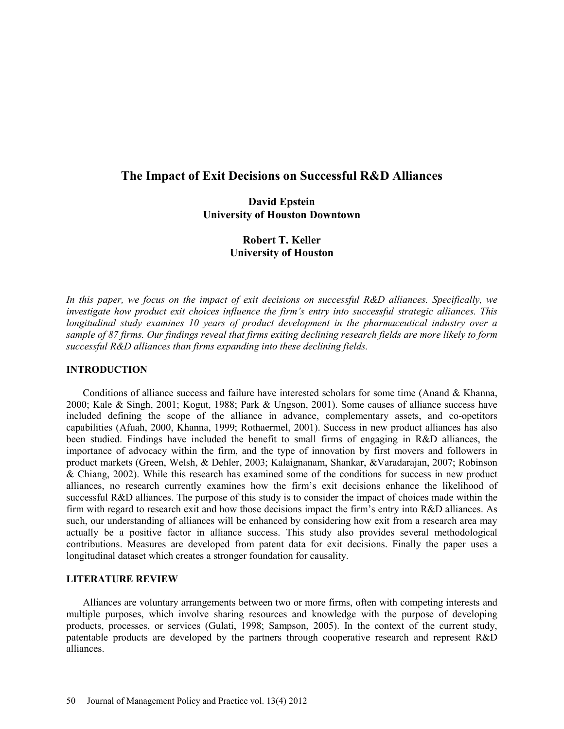# The Impact of Exit Decisions on Successful R&D Alliances

**David Epstein**
**University of Houston Downtown**

**Robert T. Keller**
**University of Houston**

*In this paper, we focus on the impact of exit decisions on successful R&D alliances. Specifically, we investigate how product exit choices influence the firm's entry into successful strategic alliances. This longitudinal study examines 10 years of product development in the pharmaceutical industry over a sample of 87 firms. Our findings reveal that firms exiting declining research fields are more likely to form successful R&D alliances than firms expanding into these declining fields.*

## INTRODUCTION

Conditions of alliance success and failure have interested scholars for some time (Anand & Khanna, 2000; Kale & Singh, 2001; Kogut, 1988; Park & Ungson, 2001). Some causes of alliance success have included defining the scope of the alliance in advance, complementary assets, and co-opetitors capabilities (Afuah, 2000, Khanna, 1999; Rothaermel, 2001). Success in new product alliances has also been studied. Findings have included the benefit to small firms of engaging in R&D alliances, the importance of advocacy within the firm, and the type of innovation by first movers and followers in product markets (Green, Welsh, & Dehler, 2003; Kalaignanam, Shankar, &Varadarajan, 2007; Robinson & Chiang, 2002). While this research has examined some of the conditions for success in new product alliances, no research currently examines how the firm's exit decisions enhance the likelihood of successful R&D alliances. The purpose of this study is to consider the impact of choices made within the firm with regard to research exit and how those decisions impact the firm's entry into R&D alliances. As such, our understanding of alliances will be enhanced by considering how exit from a research area may actually be a positive factor in alliance success. This study also provides several methodological contributions. Measures are developed from patent data for exit decisions. Finally the paper uses a longitudinal dataset which creates a stronger foundation for causality.

## LITERATURE REVIEW

Alliances are voluntary arrangements between two or more firms, often with competing interests and multiple purposes, which involve sharing resources and knowledge with the purpose of developing products, processes, or services (Gulati, 1998; Sampson, 2005). In the context of the current study, patentable products are developed by the partners through cooperative research and represent R&D alliances.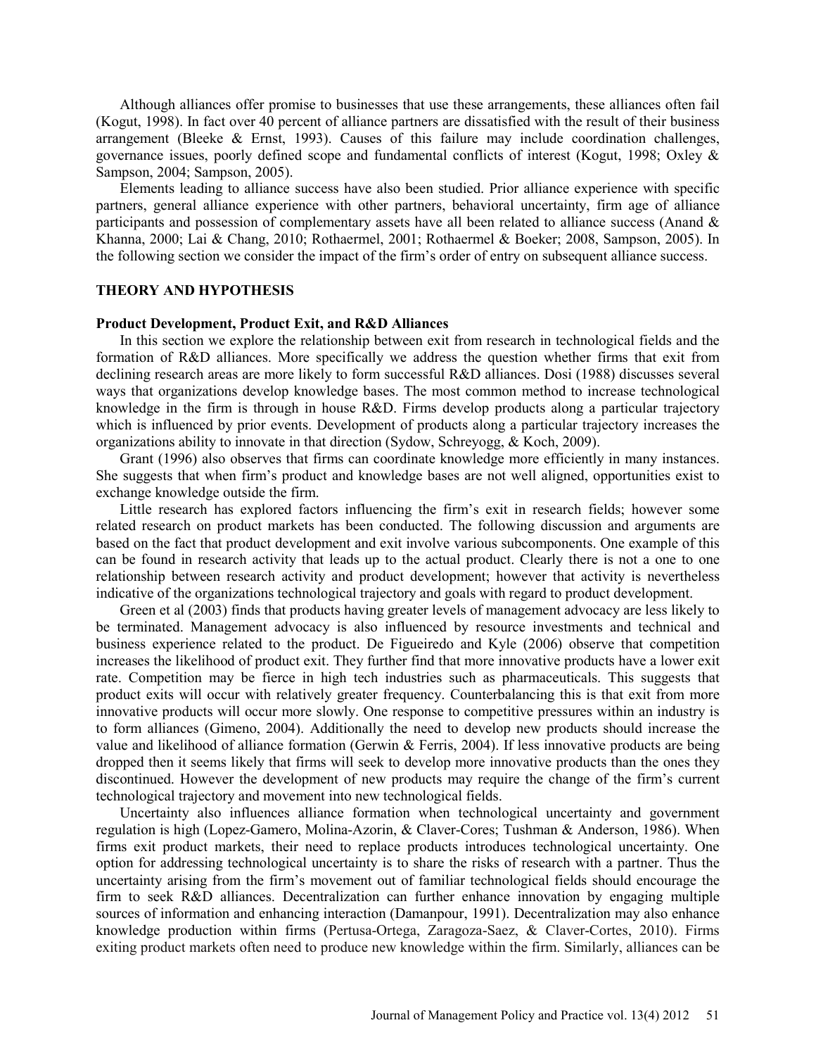Although alliances offer promise to businesses that use these arrangements, these alliances often fail (Kogut, 1998). In fact over 40 percent of alliance partners are dissatisfied with the result of their business arrangement (Bleeke & Ernst, 1993). Causes of this failure may include coordination challenges, governance issues, poorly defined scope and fundamental conflicts of interest (Kogut, 1998; Oxley & Sampson, 2004; Sampson, 2005).

Elements leading to alliance success have also been studied. Prior alliance experience with specific partners, general alliance experience with other partners, behavioral uncertainty, firm age of alliance participants and possession of complementary assets have all been related to alliance success (Anand & Khanna, 2000; Lai & Chang, 2010; Rothaermel, 2001; Rothaermel & Boeker; 2008, Sampson, 2005). In the following section we consider the impact of the firm's order of entry on subsequent alliance success.

## THEORY AND HYPOTHESIS

### Product Development, Product Exit, and R&D Alliances

In this section we explore the relationship between exit from research in technological fields and the formation of R&D alliances. More specifically we address the question whether firms that exit from declining research areas are more likely to form successful R&D alliances. Dosi (1988) discusses several ways that organizations develop knowledge bases. The most common method to increase technological knowledge in the firm is through in house R&D. Firms develop products along a particular trajectory which is influenced by prior events. Development of products along a particular trajectory increases the organizations ability to innovate in that direction (Sydow, Schreyogg, & Koch, 2009).

Grant (1996) also observes that firms can coordinate knowledge more efficiently in many instances. She suggests that when firm's product and knowledge bases are not well aligned, opportunities exist to exchange knowledge outside the firm.

Little research has explored factors influencing the firm's exit in research fields; however some related research on product markets has been conducted. The following discussion and arguments are based on the fact that product development and exit involve various subcomponents. One example of this can be found in research activity that leads up to the actual product. Clearly there is not a one to one relationship between research activity and product development; however that activity is nevertheless indicative of the organizations technological trajectory and goals with regard to product development.

Green et al (2003) finds that products having greater levels of management advocacy are less likely to be terminated. Management advocacy is also influenced by resource investments and technical and business experience related to the product. De Figueiredo and Kyle (2006) observe that competition increases the likelihood of product exit. They further find that more innovative products have a lower exit rate. Competition may be fierce in high tech industries such as pharmaceuticals. This suggests that product exits will occur with relatively greater frequency. Counterbalancing this is that exit from more innovative products will occur more slowly. One response to competitive pressures within an industry is to form alliances (Gimeno, 2004). Additionally the need to develop new products should increase the value and likelihood of alliance formation (Gerwin & Ferris, 2004). If less innovative products are being dropped then it seems likely that firms will seek to develop more innovative products than the ones they discontinued. However the development of new products may require the change of the firm's current technological trajectory and movement into new technological fields.

Uncertainty also influences alliance formation when technological uncertainty and government regulation is high (Lopez-Gamero, Molina-Azorin, & Claver-Cores; Tushman & Anderson, 1986). When firms exit product markets, their need to replace products introduces technological uncertainty. One option for addressing technological uncertainty is to share the risks of research with a partner. Thus the uncertainty arising from the firm's movement out of familiar technological fields should encourage the firm to seek R&D alliances. Decentralization can further enhance innovation by engaging multiple sources of information and enhancing interaction (Damanpour, 1991). Decentralization may also enhance knowledge production within firms (Pertusa-Ortega, Zaragoza-Saez, & Claver-Cortes, 2010). Firms exiting product markets often need to produce new knowledge within the firm. Similarly, alliances can be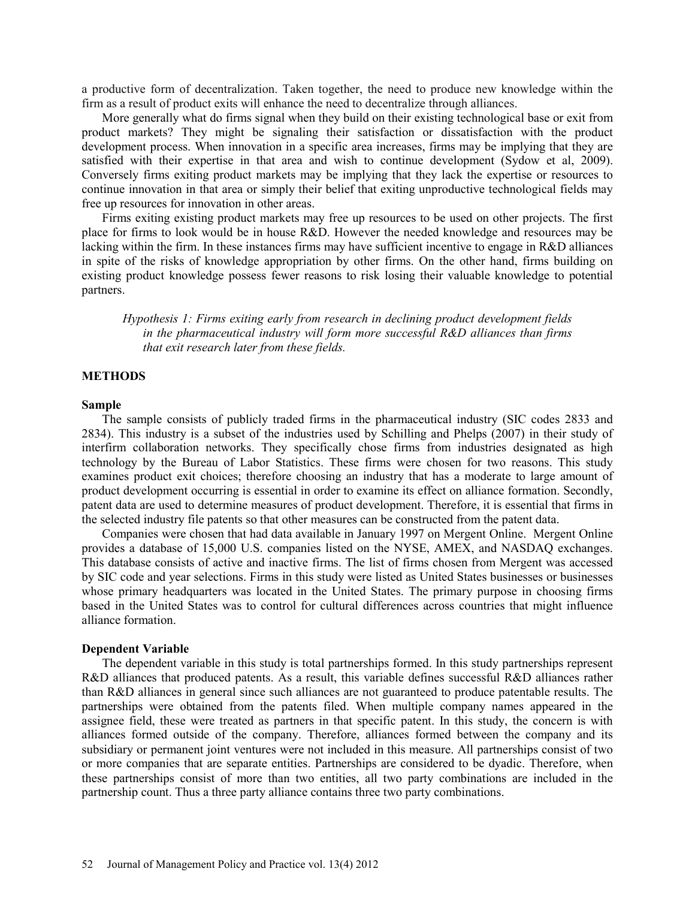a productive form of decentralization. Taken together, the need to produce new knowledge within the firm as a result of product exits will enhance the need to decentralize through alliances.

More generally what do firms signal when they build on their existing technological base or exit from product markets? They might be signaling their satisfaction or dissatisfaction with the product development process. When innovation in a specific area increases, firms may be implying that they are satisfied with their expertise in that area and wish to continue development (Sydow et al, 2009). Conversely firms exiting product markets may be implying that they lack the expertise or resources to continue innovation in that area or simply their belief that exiting unproductive technological fields may free up resources for innovation in other areas.

Firms exiting existing product markets may free up resources to be used on other projects. The first place for firms to look would be in house R&D. However the needed knowledge and resources may be lacking within the firm. In these instances firms may have sufficient incentive to engage in R&D alliances in spite of the risks of knowledge appropriation by other firms. On the other hand, firms building on existing product knowledge possess fewer reasons to risk losing their valuable knowledge to potential partners.

> *Hypothesis 1: Firms exiting early from research in declining product development fields in the pharmaceutical industry will form more successful R&D alliances than firms that exit research later from these fields.*

## METHODS

### Sample

The sample consists of publicly traded firms in the pharmaceutical industry (SIC codes 2833 and 2834). This industry is a subset of the industries used by Schilling and Phelps (2007) in their study of interfirm collaboration networks. They specifically chose firms from industries designated as high technology by the Bureau of Labor Statistics. These firms were chosen for two reasons. This study examines product exit choices; therefore choosing an industry that has a moderate to large amount of product development occurring is essential in order to examine its effect on alliance formation. Secondly, patent data are used to determine measures of product development. Therefore, it is essential that firms in the selected industry file patents so that other measures can be constructed from the patent data.

Companies were chosen that had data available in January 1997 on Mergent Online. Mergent Online provides a database of 15,000 U.S. companies listed on the NYSE, AMEX, and NASDAQ exchanges. This database consists of active and inactive firms. The list of firms chosen from Mergent was accessed by SIC code and year selections. Firms in this study were listed as United States businesses or businesses whose primary headquarters was located in the United States. The primary purpose in choosing firms based in the United States was to control for cultural differences across countries that might influence alliance formation.

### Dependent Variable

The dependent variable in this study is total partnerships formed. In this study partnerships represent R&D alliances that produced patents. As a result, this variable defines successful R&D alliances rather than R&D alliances in general since such alliances are not guaranteed to produce patentable results. The partnerships were obtained from the patents filed. When multiple company names appeared in the assignee field, these were treated as partners in that specific patent. In this study, the concern is with alliances formed outside of the company. Therefore, alliances formed between the company and its subsidiary or permanent joint ventures were not included in this measure. All partnerships consist of two or more companies that are separate entities. Partnerships are considered to be dyadic. Therefore, when these partnerships consist of more than two entities, all two party combinations are included in the partnership count. Thus a three party alliance contains three two party combinations.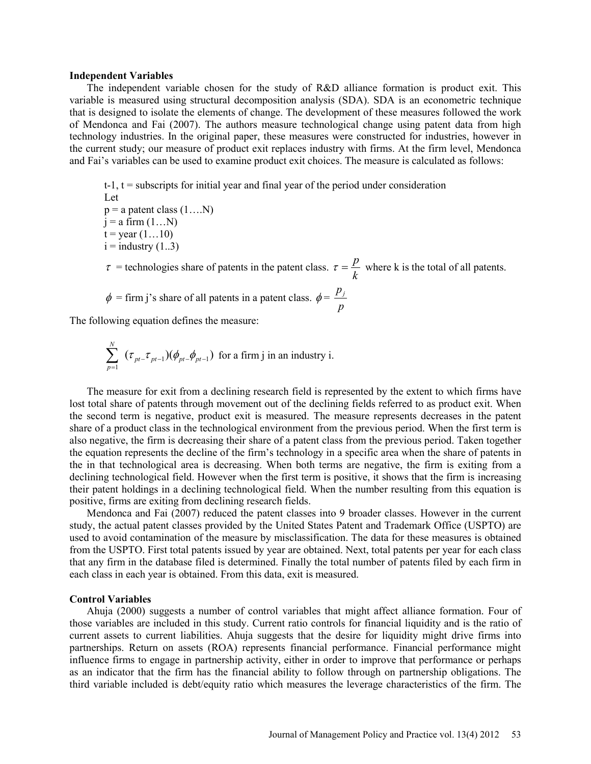**Independent Variables**

The independent variable chosen for the study of R&D alliance formation is product exit. This variable is measured using structural decomposition analysis (SDA). SDA is an econometric technique that is designed to isolate the elements of change. The development of these measures followed the work of Mendonca and Fai (2007). The authors measure technological change using patent data from high technology industries. In the original paper, these measures were constructed for industries, however in the current study; our measure of product exit replaces industry with firms. At the firm level, Mendonca and Fai's variables can be used to examine product exit choices. The measure is calculated as follows:

t-1, t = subscripts for initial year and final year of the period under consideration
Let
p = a patent class (1….N)
j = a firm (1…N)
t = year (1…10)
i = industry (1..3)

$\tau$ = technologies share of patents in the patent class. $\tau = \dfrac{p}{k}$ where k is the total of all patents.

$\phi$ = firm j's share of all patents in a patent class. $\phi = \dfrac{p_j}{p}$

The following equation defines the measure:

$$\sum_{p=1}^{N} (\tau_{pt-}\tau_{pt-1})(\phi_{pt-}\phi_{pt-1}) \text{ for a firm j in an industry i.}$$

The measure for exit from a declining research field is represented by the extent to which firms have lost total share of patents through movement out of the declining fields referred to as product exit. When the second term is negative, product exit is measured. The measure represents decreases in the patent share of a product class in the technological environment from the previous period. When the first term is also negative, the firm is decreasing their share of a patent class from the previous period. Taken together the equation represents the decline of the firm's technology in a specific area when the share of patents in the in that technological area is decreasing. When both terms are negative, the firm is exiting from a declining technological field. However when the first term is positive, it shows that the firm is increasing their patent holdings in a declining technological field. When the number resulting from this equation is positive, firms are exiting from declining research fields.

Mendonca and Fai (2007) reduced the patent classes into 9 broader classes. However in the current study, the actual patent classes provided by the United States Patent and Trademark Office (USPTO) are used to avoid contamination of the measure by misclassification. The data for these measures is obtained from the USPTO. First total patents issued by year are obtained. Next, total patents per year for each class that any firm in the database filed is determined. Finally the total number of patents filed by each firm in each class in each year is obtained. From this data, exit is measured.

**Control Variables**

Ahuja (2000) suggests a number of control variables that might affect alliance formation. Four of those variables are included in this study. Current ratio controls for financial liquidity and is the ratio of current assets to current liabilities. Ahuja suggests that the desire for liquidity might drive firms into partnerships. Return on assets (ROA) represents financial performance. Financial performance might influence firms to engage in partnership activity, either in order to improve that performance or perhaps as an indicator that the firm has the financial ability to follow through on partnership obligations. The third variable included is debt/equity ratio which measures the leverage characteristics of the firm. The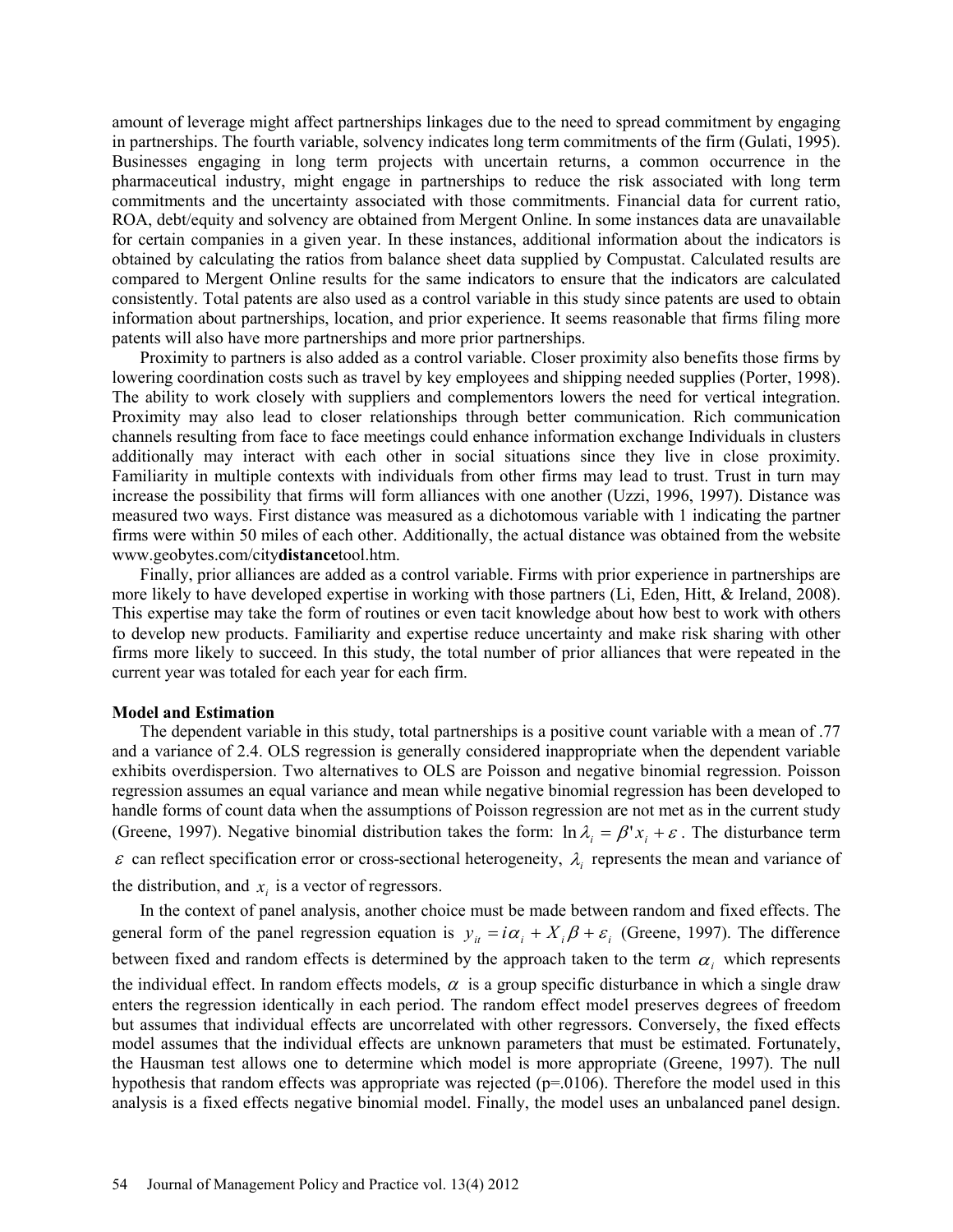amount of leverage might affect partnerships linkages due to the need to spread commitment by engaging in partnerships. The fourth variable, solvency indicates long term commitments of the firm (Gulati, 1995). Businesses engaging in long term projects with uncertain returns, a common occurrence in the pharmaceutical industry, might engage in partnerships to reduce the risk associated with long term commitments and the uncertainty associated with those commitments. Financial data for current ratio, ROA, debt/equity and solvency are obtained from Mergent Online. In some instances data are unavailable for certain companies in a given year. In these instances, additional information about the indicators is obtained by calculating the ratios from balance sheet data supplied by Compustat. Calculated results are compared to Mergent Online results for the same indicators to ensure that the indicators are calculated consistently. Total patents are also used as a control variable in this study since patents are used to obtain information about partnerships, location, and prior experience. It seems reasonable that firms filing more patents will also have more partnerships and more prior partnerships.

Proximity to partners is also added as a control variable. Closer proximity also benefits those firms by lowering coordination costs such as travel by key employees and shipping needed supplies (Porter, 1998). The ability to work closely with suppliers and complementors lowers the need for vertical integration. Proximity may also lead to closer relationships through better communication. Rich communication channels resulting from face to face meetings could enhance information exchange Individuals in clusters additionally may interact with each other in social situations since they live in close proximity. Familiarity in multiple contexts with individuals from other firms may lead to trust. Trust in turn may increase the possibility that firms will form alliances with one another (Uzzi, 1996, 1997). Distance was measured two ways. First distance was measured as a dichotomous variable with 1 indicating the partner firms were within 50 miles of each other. Additionally, the actual distance was obtained from the website www.geobytes.com/city**distance**tool.htm.

Finally, prior alliances are added as a control variable. Firms with prior experience in partnerships are more likely to have developed expertise in working with those partners (Li, Eden, Hitt, & Ireland, 2008). This expertise may take the form of routines or even tacit knowledge about how best to work with others to develop new products. Familiarity and expertise reduce uncertainty and make risk sharing with other firms more likely to succeed. In this study, the total number of prior alliances that were repeated in the current year was totaled for each year for each firm.

**Model and Estimation**

The dependent variable in this study, total partnerships is a positive count variable with a mean of .77 and a variance of 2.4. OLS regression is generally considered inappropriate when the dependent variable exhibits overdispersion. Two alternatives to OLS are Poisson and negative binomial regression. Poisson regression assumes an equal variance and mean while negative binomial regression has been developed to handle forms of count data when the assumptions of Poisson regression are not met as in the current study (Greene, 1997). Negative binomial distribution takes the form: $\ln \lambda_i = \beta' x_i + \varepsilon$. The disturbance term $\varepsilon$ can reflect specification error or cross-sectional heterogeneity, $\lambda_i$ represents the mean and variance of the distribution, and $x_i$ is a vector of regressors.

In the context of panel analysis, another choice must be made between random and fixed effects. The general form of the panel regression equation is $y_{it} = i\alpha_i + X_i \beta + \varepsilon_i$ (Greene, 1997). The difference between fixed and random effects is determined by the approach taken to the term $\alpha_i$ which represents the individual effect. In random effects models, $\alpha$ is a group specific disturbance in which a single draw enters the regression identically in each period. The random effect model preserves degrees of freedom but assumes that individual effects are uncorrelated with other regressors. Conversely, the fixed effects model assumes that the individual effects are unknown parameters that must be estimated. Fortunately, the Hausman test allows one to determine which model is more appropriate (Greene, 1997). The null hypothesis that random effects was appropriate was rejected (p=.0106). Therefore the model used in this analysis is a fixed effects negative binomial model. Finally, the model uses an unbalanced panel design.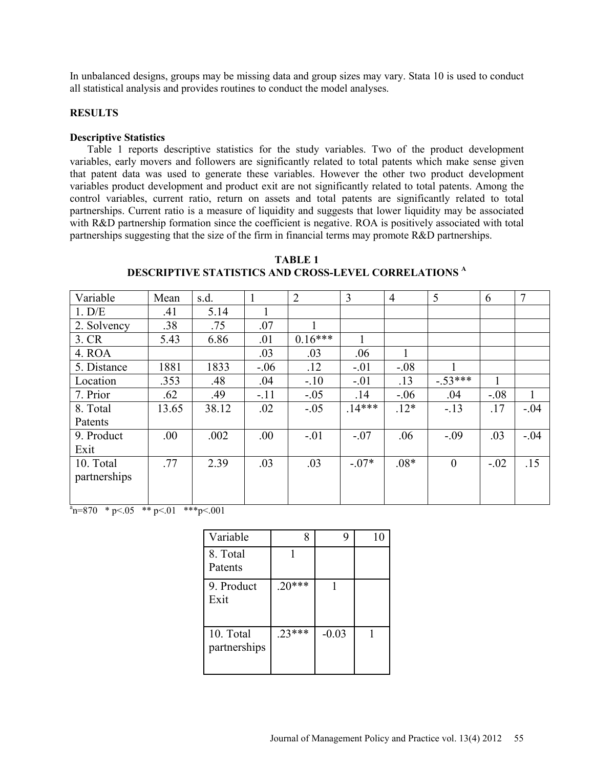In unbalanced designs, groups may be missing data and group sizes may vary. Stata 10 is used to conduct all statistical analysis and provides routines to conduct the model analyses.

## RESULTS

### Descriptive Statistics

Table 1 reports descriptive statistics for the study variables. Two of the product development variables, early movers and followers are significantly related to total patents which make sense given that patent data was used to generate these variables. However the other two product development variables product development and product exit are not significantly related to total patents. Among the control variables, current ratio, return on assets and total patents are significantly related to total partnerships. Current ratio is a measure of liquidity and suggests that lower liquidity may be associated with R&D partnership formation since the coefficient is negative. ROA is positively associated with total partnerships suggesting that the size of the firm in financial terms may promote R&D partnerships.

**TABLE 1**
**DESCRIPTIVE STATISTICS AND CROSS-LEVEL CORRELATIONS [A]**

| Variable | Mean | s.d. | 1 | 2 | 3 | 4 | 5 | 6 | 7 |
|---|---|---|---|---|---|---|---|---|---|
| 1. D/E | .41 | 5.14 | 1 | | | | | | |
| 2. Solvency | .38 | .75 | .07 | 1 | | | | | |
| 3. CR | 5.43 | 6.86 | .01 | 0.16*** | 1 | | | | |
| 4. ROA | | | .03 | .03 | .06 | 1 | | | |
| 5. Distance | 1881 | 1833 | -.06 | .12 | -.01 | -.08 | 1 | | |
| Location | .353 | .48 | .04 | -.10 | -.01 | .13 | -.53*** | 1 | |
| 7. Prior | .62 | .49 | -.11 | -.05 | .14 | -.06 | .04 | -.08 | 1 |
| 8. Total Patents | 13.65 | 38.12 | .02 | -.05 | .14*** | .12* | -.13 | .17 | -.04 |
| 9. Product Exit | .00 | .002 | .00 | -.01 | -.07 | .06 | -.09 | .03 | -.04 |
| 10. Total partnerships | .77 | 2.39 | .03 | .03 | -.07* | .08* | 0 | -.02 | .15 |

[a]n=870 * p<.05 ** p<.01 ***p<.001

| Variable | 8 | 9 | 10 |
|---|---|---|---|
| 8. Total Patents | 1 | | |
| 9. Product Exit | .20*** | 1 | |
| 10. Total partnerships | .23*** | -0.03 | 1 |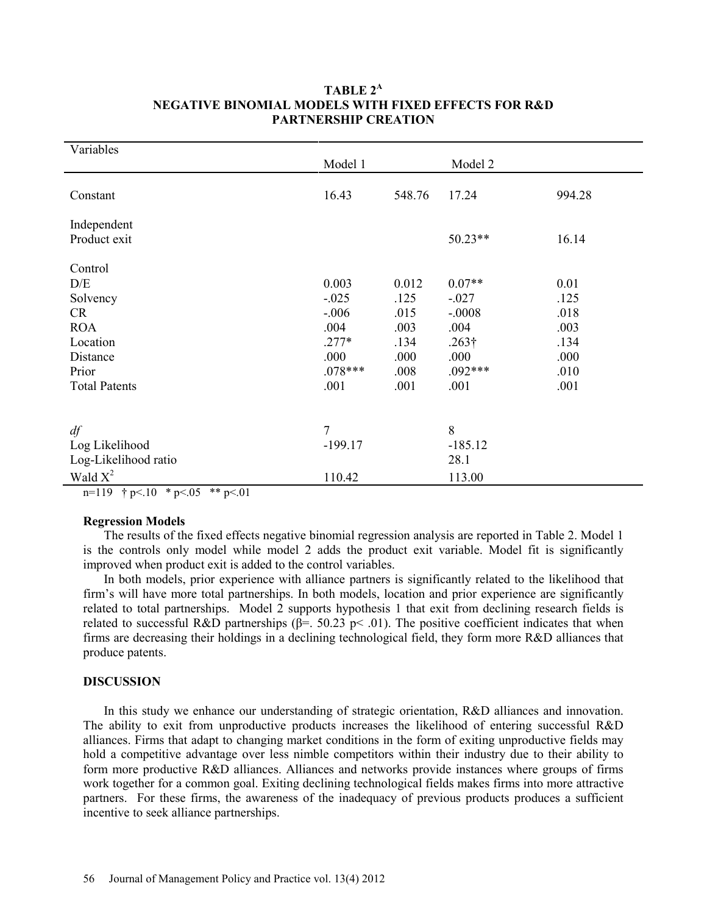**TABLE 2[A]**
**NEGATIVE BINOMIAL MODELS WITH FIXED EFFECTS FOR R&D PARTNERSHIP CREATION**

| Variables | Model 1 | | Model 2 | |
|---|---|---|---|---|
| Constant | 16.43 | 548.76 | 17.24 | 994.28 |
| Independent | | | | |
| Product exit | | | 50.23** | 16.14 |
| Control | | | | |
| D/E | 0.003 | 0.012 | 0.07** | 0.01 |
| Solvency | -.025 | .125 | -.027 | .125 |
| CR | -.006 | .015 | -.0008 | .018 |
| ROA | .004 | .003 | .004 | .003 |
| Location | .277* | .134 | .263† | .134 |
| Distance | .000 | .000 | .000 | .000 |
| Prior | .078*** | .008 | .092*** | .010 |
| Total Patents | .001 | .001 | .001 | .001 |
| *df* | 7 | | 8 | |
| Log Likelihood | -199.17 | | -185.12 | |
| Log-Likelihood ratio | | | 28.1 | |
| Wald $X^2$ | 110.42 | | 113.00 | |

n=119 † p<.10 * p<.05 ** p<.01

### Regression Models

The results of the fixed effects negative binomial regression analysis are reported in Table 2. Model 1 is the controls only model while model 2 adds the product exit variable. Model fit is significantly improved when product exit is added to the control variables.

In both models, prior experience with alliance partners is significantly related to the likelihood that firm's will have more total partnerships. In both models, location and prior experience are significantly related to total partnerships. Model 2 supports hypothesis 1 that exit from declining research fields is related to successful R&D partnerships ($\beta$=. 50.23 p< .01). The positive coefficient indicates that when firms are decreasing their holdings in a declining technological field, they form more R&D alliances that produce patents.

## DISCUSSION

In this study we enhance our understanding of strategic orientation, R&D alliances and innovation. The ability to exit from unproductive products increases the likelihood of entering successful R&D alliances. Firms that adapt to changing market conditions in the form of exiting unproductive fields may hold a competitive advantage over less nimble competitors within their industry due to their ability to form more productive R&D alliances. Alliances and networks provide instances where groups of firms work together for a common goal. Exiting declining technological fields makes firms into more attractive partners. For these firms, the awareness of the inadequacy of previous products produces a sufficient incentive to seek alliance partnerships.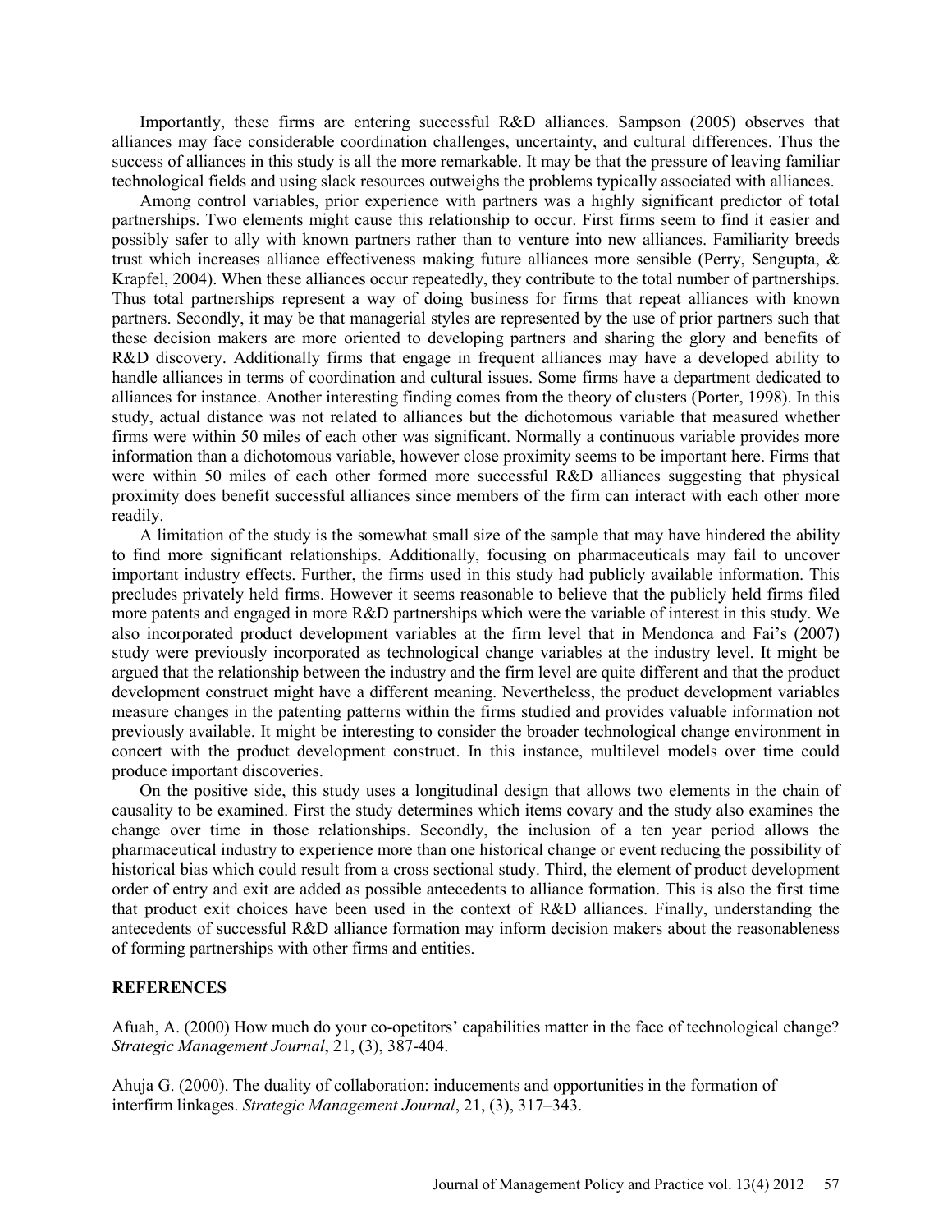Importantly, these firms are entering successful R&D alliances. Sampson (2005) observes that alliances may face considerable coordination challenges, uncertainty, and cultural differences. Thus the success of alliances in this study is all the more remarkable. It may be that the pressure of leaving familiar technological fields and using slack resources outweighs the problems typically associated with alliances.

Among control variables, prior experience with partners was a highly significant predictor of total partnerships. Two elements might cause this relationship to occur. First firms seem to find it easier and possibly safer to ally with known partners rather than to venture into new alliances. Familiarity breeds trust which increases alliance effectiveness making future alliances more sensible (Perry, Sengupta, & Krapfel, 2004). When these alliances occur repeatedly, they contribute to the total number of partnerships. Thus total partnerships represent a way of doing business for firms that repeat alliances with known partners. Secondly, it may be that managerial styles are represented by the use of prior partners such that these decision makers are more oriented to developing partners and sharing the glory and benefits of R&D discovery. Additionally firms that engage in frequent alliances may have a developed ability to handle alliances in terms of coordination and cultural issues. Some firms have a department dedicated to alliances for instance. Another interesting finding comes from the theory of clusters (Porter, 1998). In this study, actual distance was not related to alliances but the dichotomous variable that measured whether firms were within 50 miles of each other was significant. Normally a continuous variable provides more information than a dichotomous variable, however close proximity seems to be important here. Firms that were within 50 miles of each other formed more successful R&D alliances suggesting that physical proximity does benefit successful alliances since members of the firm can interact with each other more readily.

A limitation of the study is the somewhat small size of the sample that may have hindered the ability to find more significant relationships. Additionally, focusing on pharmaceuticals may fail to uncover important industry effects. Further, the firms used in this study had publicly available information. This precludes privately held firms. However it seems reasonable to believe that the publicly held firms filed more patents and engaged in more R&D partnerships which were the variable of interest in this study. We also incorporated product development variables at the firm level that in Mendonca and Fai's (2007) study were previously incorporated as technological change variables at the industry level. It might be argued that the relationship between the industry and the firm level are quite different and that the product development construct might have a different meaning. Nevertheless, the product development variables measure changes in the patenting patterns within the firms studied and provides valuable information not previously available. It might be interesting to consider the broader technological change environment in concert with the product development construct. In this instance, multilevel models over time could produce important discoveries.

On the positive side, this study uses a longitudinal design that allows two elements in the chain of causality to be examined. First the study determines which items covary and the study also examines the change over time in those relationships. Secondly, the inclusion of a ten year period allows the pharmaceutical industry to experience more than one historical change or event reducing the possibility of historical bias which could result from a cross sectional study. Third, the element of product development order of entry and exit are added as possible antecedents to alliance formation. This is also the first time that product exit choices have been used in the context of R&D alliances. Finally, understanding the antecedents of successful R&D alliance formation may inform decision makers about the reasonableness of forming partnerships with other firms and entities.

## REFERENCES

Afuah, A. (2000) How much do your co-opetitors' capabilities matter in the face of technological change? *Strategic Management Journal*, 21, (3), 387-404.

Ahuja G. (2000). The duality of collaboration: inducements and opportunities in the formation of interfirm linkages. *Strategic Management Journal*, 21, (3), 317–343.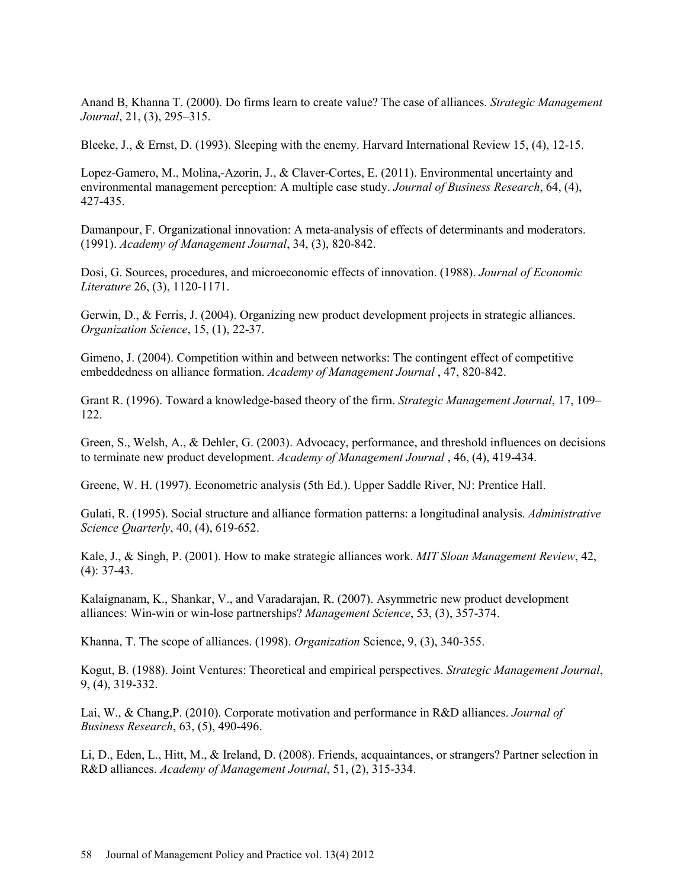Anand B, Khanna T. (2000). Do firms learn to create value? The case of alliances. *Strategic Management Journal*, 21, (3), 295–315.

Bleeke, J., & Ernst, D. (1993). Sleeping with the enemy. Harvard International Review 15, (4), 12-15.

Lopez-Gamero, M., Molina,-Azorin, J., & Claver-Cortes, E. (2011). Environmental uncertainty and environmental management perception: A multiple case study. *Journal of Business Research*, 64, (4), 427-435.

Damanpour, F. Organizational innovation: A meta-analysis of effects of determinants and moderators. (1991). *Academy of Management Journal*, 34, (3), 820-842.

Dosi, G. Sources, procedures, and microeconomic effects of innovation. (1988). *Journal of Economic Literature* 26, (3), 1120-1171.

Gerwin, D., & Ferris, J. (2004). Organizing new product development projects in strategic alliances. *Organization Science*, 15, (1), 22-37.

Gimeno, J. (2004). Competition within and between networks: The contingent effect of competitive embeddedness on alliance formation. *Academy of Management Journal* , 47, 820-842.

Grant R. (1996). Toward a knowledge-based theory of the firm. *Strategic Management Journal*, 17, 109–122.

Green, S., Welsh, A., & Dehler, G. (2003). Advocacy, performance, and threshold influences on decisions to terminate new product development. *Academy of Management Journal* , 46, (4), 419-434.

Greene, W. H. (1997). Econometric analysis (5th Ed.). Upper Saddle River, NJ: Prentice Hall.

Gulati, R. (1995). Social structure and alliance formation patterns: a longitudinal analysis. *Administrative Science Quarterly*, 40, (4), 619-652.

Kale, J., & Singh, P. (2001). How to make strategic alliances work. *MIT Sloan Management Review*, 42, (4): 37-43.

Kalaignanam, K., Shankar, V., and Varadarajan, R. (2007). Asymmetric new product development alliances: Win-win or win-lose partnerships? *Management Science*, 53, (3), 357-374.

Khanna, T. The scope of alliances. (1998). *Organization* Science, 9, (3), 340-355.

Kogut, B. (1988). Joint Ventures: Theoretical and empirical perspectives. *Strategic Management Journal*, 9, (4), 319-332.

Lai, W., & Chang,P. (2010). Corporate motivation and performance in R&D alliances. *Journal of Business Research*, 63, (5), 490-496.

Li, D., Eden, L., Hitt, M., & Ireland, D. (2008). Friends, acquaintances, or strangers? Partner selection in R&D alliances. *Academy of Management Journal*, 51, (2), 315-334.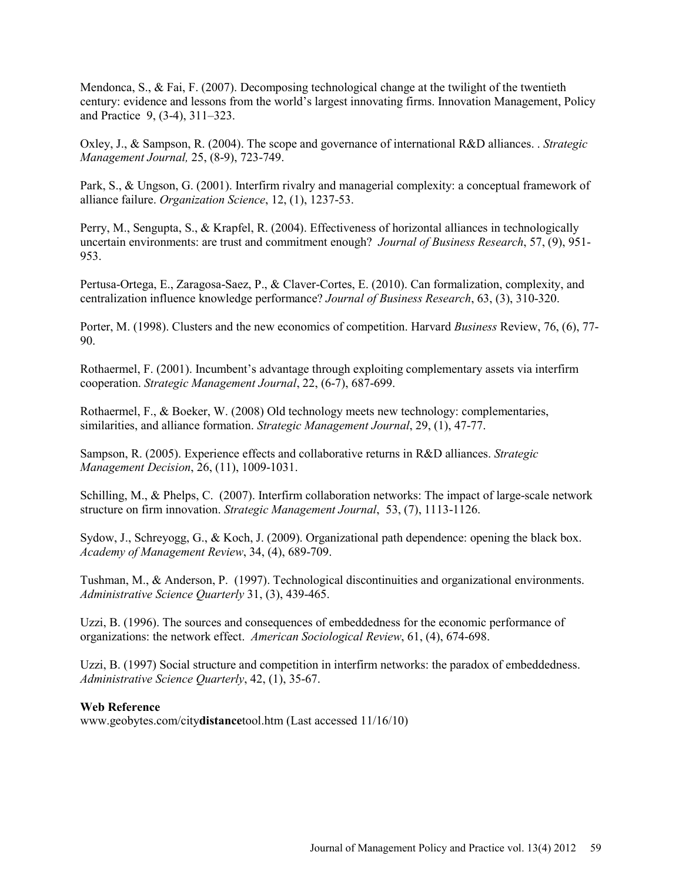Mendonca, S., & Fai, F. (2007). Decomposing technological change at the twilight of the twentieth century: evidence and lessons from the world's largest innovating firms. Innovation Management, Policy and Practice 9, (3-4), 311–323.

Oxley, J., & Sampson, R. (2004). The scope and governance of international R&D alliances. . *Strategic Management Journal,* 25, (8-9), 723-749.

Park, S., & Ungson, G. (2001). Interfirm rivalry and managerial complexity: a conceptual framework of alliance failure. *Organization Science*, 12, (1), 1237-53.

Perry, M., Sengupta, S., & Krapfel, R. (2004). Effectiveness of horizontal alliances in technologically uncertain environments: are trust and commitment enough? *Journal of Business Research*, 57, (9), 951-953.

Pertusa-Ortega, E., Zaragosa-Saez, P., & Claver-Cortes, E. (2010). Can formalization, complexity, and centralization influence knowledge performance? *Journal of Business Research*, 63, (3), 310-320.

Porter, M. (1998). Clusters and the new economics of competition. Harvard *Business* Review, 76, (6), 77-90.

Rothaermel, F. (2001). Incumbent's advantage through exploiting complementary assets via interfirm cooperation. *Strategic Management Journal*, 22, (6-7), 687-699.

Rothaermel, F., & Boeker, W. (2008) Old technology meets new technology: complementaries, similarities, and alliance formation. *Strategic Management Journal*, 29, (1), 47-77.

Sampson, R. (2005). Experience effects and collaborative returns in R&D alliances. *Strategic Management Decision*, 26, (11), 1009-1031.

Schilling, M., & Phelps, C. (2007). Interfirm collaboration networks: The impact of large-scale network structure on firm innovation. *Strategic Management Journal*, 53, (7), 1113-1126.

Sydow, J., Schreyogg, G., & Koch, J. (2009). Organizational path dependence: opening the black box. *Academy of Management Review*, 34, (4), 689-709.

Tushman, M., & Anderson, P. (1997). Technological discontinuities and organizational environments. *Administrative Science Quarterly* 31, (3), 439-465.

Uzzi, B. (1996). The sources and consequences of embeddedness for the economic performance of organizations: the network effect. *American Sociological Review*, 61, (4), 674-698.

Uzzi, B. (1997) Social structure and competition in interfirm networks: the paradox of embeddedness. *Administrative Science Quarterly*, 42, (1), 35-67.

**Web Reference**

www.geobytes.com/city**distance**tool.htm (Last accessed 11/16/10)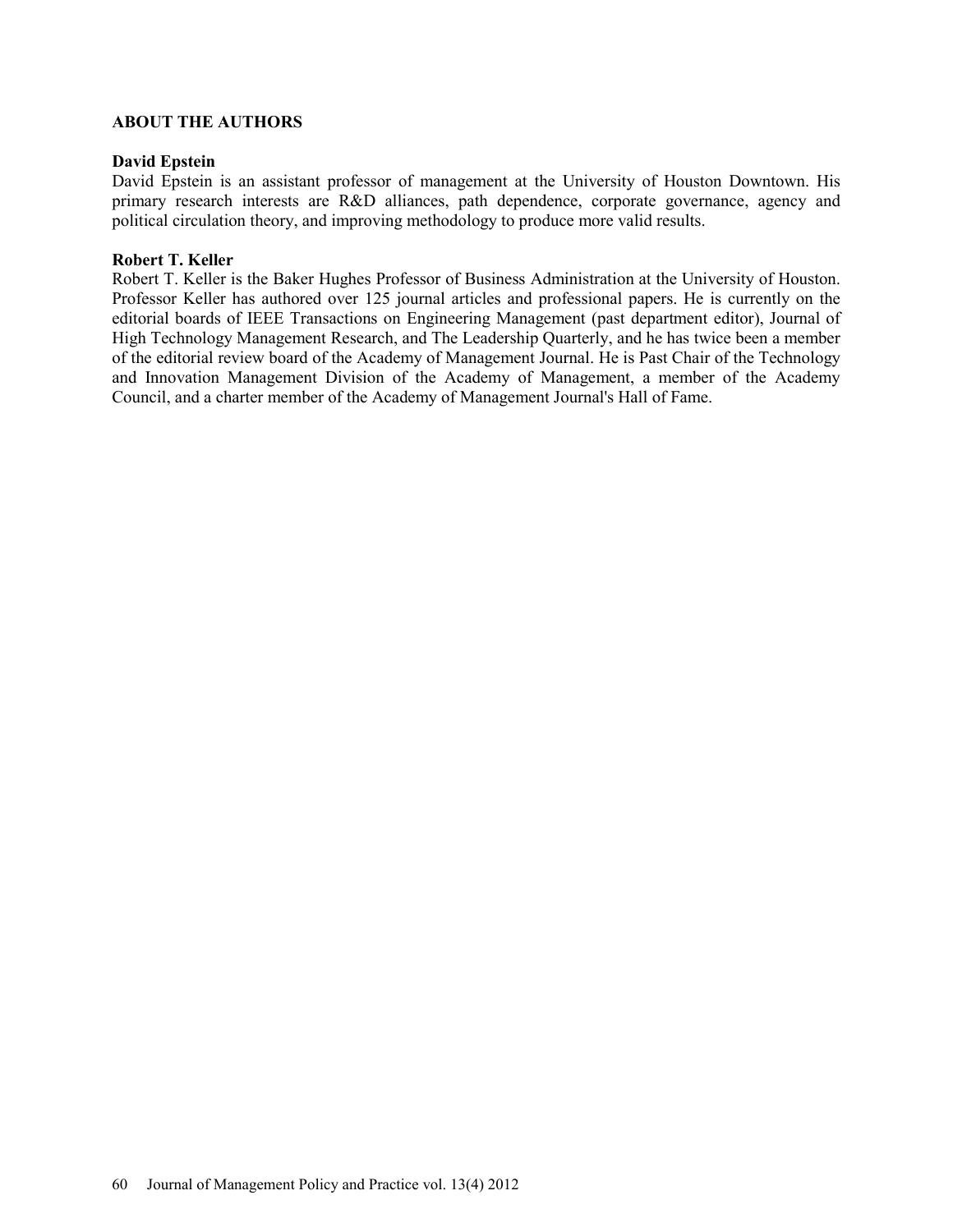## ABOUT THE AUTHORS

### David Epstein

David Epstein is an assistant professor of management at the University of Houston Downtown. His primary research interests are R&D alliances, path dependence, corporate governance, agency and political circulation theory, and improving methodology to produce more valid results.

### Robert T. Keller

Robert T. Keller is the Baker Hughes Professor of Business Administration at the University of Houston. Professor Keller has authored over 125 journal articles and professional papers. He is currently on the editorial boards of IEEE Transactions on Engineering Management (past department editor), Journal of High Technology Management Research, and The Leadership Quarterly, and he has twice been a member of the editorial review board of the Academy of Management Journal. He is Past Chair of the Technology and Innovation Management Division of the Academy of Management, a member of the Academy Council, and a charter member of the Academy of Management Journal's Hall of Fame.